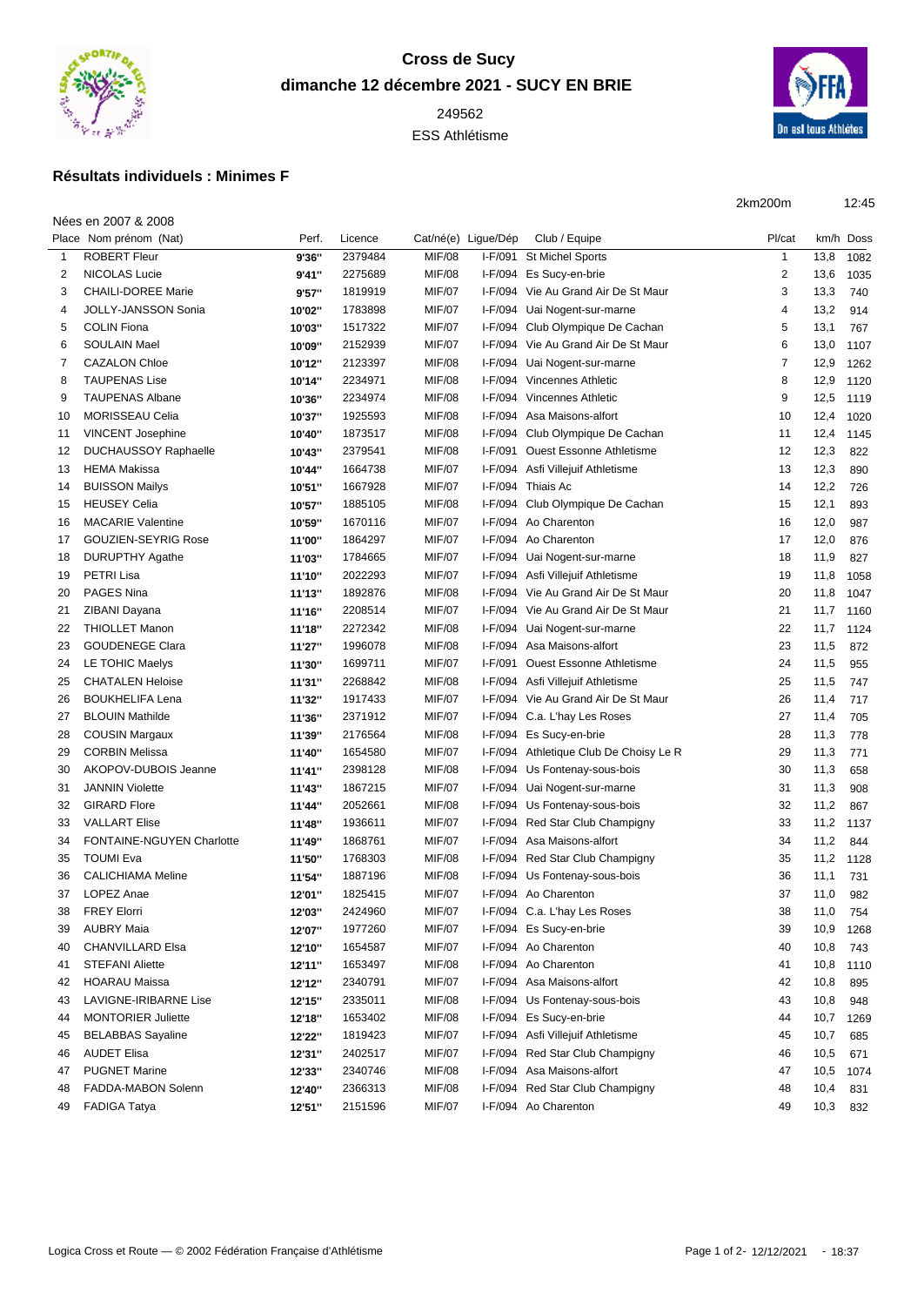# Cross de Sucy

**dimanche 12 décembre 2021 - SUCY EN BRIE**

249562

ESS Athlétisme

## Résultats individuels : Minimes F

2km200m 12:45

Nées en 2007 & 2008

| Place | Nom prénom (Nat) | Perf. | Licence | Cat/né(e) | Ligue/Dép | Club / Equipe | Pl/cat | km/h | Doss |
|---|---|---|---|---|---|---|---|---|---|
| 1 | ROBERT Fleur | 9'36'' | 2379484 | MIF/08 | I-F/091 | St Michel Sports | 1 | 13,8 | 1082 |
| 2 | NICOLAS Lucie | 9'41'' | 2275689 | MIF/08 | I-F/094 | Es Sucy-en-brie | 2 | 13,6 | 1035 |
| 3 | CHAILI-DOREE Marie | 9'57'' | 1819919 | MIF/07 | I-F/094 | Vie Au Grand Air De St Maur | 3 | 13,3 | 740 |
| 4 | JOLLY-JANSSON Sonia | 10'02'' | 1783898 | MIF/07 | I-F/094 | Uai Nogent-sur-marne | 4 | 13,2 | 914 |
| 5 | COLIN Fiona | 10'03'' | 1517322 | MIF/07 | I-F/094 | Club Olympique De Cachan | 5 | 13,1 | 767 |
| 6 | SOULAIN Mael | 10'09'' | 2152939 | MIF/07 | I-F/094 | Vie Au Grand Air De St Maur | 6 | 13,0 | 1107 |
| 7 | CAZALON Chloe | 10'12'' | 2123397 | MIF/08 | I-F/094 | Uai Nogent-sur-marne | 7 | 12,9 | 1262 |
| 8 | TAUPENAS Lise | 10'14'' | 2234971 | MIF/08 | I-F/094 | Vincennes Athletic | 8 | 12,9 | 1120 |
| 9 | TAUPENAS Albane | 10'36'' | 2234974 | MIF/08 | I-F/094 | Vincennes Athletic | 9 | 12,5 | 1119 |
| 10 | MORISSEAU Celia | 10'37'' | 1925593 | MIF/08 | I-F/094 | Asa Maisons-alfort | 10 | 12,4 | 1020 |
| 11 | VINCENT Josephine | 10'40'' | 1873517 | MIF/08 | I-F/094 | Club Olympique De Cachan | 11 | 12,4 | 1145 |
| 12 | DUCHAUSSOY Raphaelle | 10'43'' | 2379541 | MIF/08 | I-F/091 | Ouest Essonne Athletisme | 12 | 12,3 | 822 |
| 13 | HEMA Makissa | 10'44'' | 1664738 | MIF/07 | I-F/094 | Asfi Villejuif Athletisme | 13 | 12,3 | 890 |
| 14 | BUISSON Mailys | 10'51'' | 1667928 | MIF/07 | I-F/094 | Thiais Ac | 14 | 12,2 | 726 |
| 15 | HEUSEY Celia | 10'57'' | 1885105 | MIF/08 | I-F/094 | Club Olympique De Cachan | 15 | 12,1 | 893 |
| 16 | MACARIE Valentine | 10'59'' | 1670116 | MIF/07 | I-F/094 | Ao Charenton | 16 | 12,0 | 987 |
| 17 | GOUZIEN-SEYRIG Rose | 11'00'' | 1864297 | MIF/07 | I-F/094 | Ao Charenton | 17 | 12,0 | 876 |
| 18 | DURUPTHY Agathe | 11'03'' | 1784665 | MIF/07 | I-F/094 | Uai Nogent-sur-marne | 18 | 11,9 | 827 |
| 19 | PETRI Lisa | 11'10'' | 2022293 | MIF/07 | I-F/094 | Asfi Villejuif Athletisme | 19 | 11,8 | 1058 |
| 20 | PAGES Nina | 11'13'' | 1892876 | MIF/08 | I-F/094 | Vie Au Grand Air De St Maur | 20 | 11,8 | 1047 |
| 21 | ZIBANI Dayana | 11'16'' | 2208514 | MIF/07 | I-F/094 | Vie Au Grand Air De St Maur | 21 | 11,7 | 1160 |
| 22 | THIOLLET Manon | 11'18'' | 2272342 | MIF/08 | I-F/094 | Uai Nogent-sur-marne | 22 | 11,7 | 1124 |
| 23 | GOUDENEGE Clara | 11'27'' | 1996078 | MIF/08 | I-F/094 | Asa Maisons-alfort | 23 | 11,5 | 872 |
| 24 | LE TOHIC Maelys | 11'30'' | 1699711 | MIF/07 | I-F/091 | Ouest Essonne Athletisme | 24 | 11,5 | 955 |
| 25 | CHATALEN Heloise | 11'31'' | 2268842 | MIF/08 | I-F/094 | Asfi Villejuif Athletisme | 25 | 11,5 | 747 |
| 26 | BOUKHELIFA Lena | 11'32'' | 1917433 | MIF/07 | I-F/094 | Vie Au Grand Air De St Maur | 26 | 11,4 | 717 |
| 27 | BLOUIN Mathilde | 11'36'' | 2371912 | MIF/07 | I-F/094 | C.a. L'hay Les Roses | 27 | 11,4 | 705 |
| 28 | COUSIN Margaux | 11'39'' | 2176564 | MIF/08 | I-F/094 | Es Sucy-en-brie | 28 | 11,3 | 778 |
| 29 | CORBIN Melissa | 11'40'' | 1654580 | MIF/07 | I-F/094 | Athletique Club De Choisy Le R | 29 | 11,3 | 771 |
| 30 | AKOPOV-DUBOIS Jeanne | 11'41'' | 2398128 | MIF/08 | I-F/094 | Us Fontenay-sous-bois | 30 | 11,3 | 658 |
| 31 | JANNIN Violette | 11'43'' | 1867215 | MIF/07 | I-F/094 | Uai Nogent-sur-marne | 31 | 11,3 | 908 |
| 32 | GIRARD Flore | 11'44'' | 2052661 | MIF/08 | I-F/094 | Us Fontenay-sous-bois | 32 | 11,2 | 867 |
| 33 | VALLART Elise | 11'48'' | 1936611 | MIF/07 | I-F/094 | Red Star Club Champigny | 33 | 11,2 | 1137 |
| 34 | FONTAINE-NGUYEN Charlotte | 11'49'' | 1868761 | MIF/07 | I-F/094 | Asa Maisons-alfort | 34 | 11,2 | 844 |
| 35 | TOUMI Eva | 11'50'' | 1768303 | MIF/08 | I-F/094 | Red Star Club Champigny | 35 | 11,2 | 1128 |
| 36 | CALICHIAMA Meline | 11'54'' | 1887196 | MIF/08 | I-F/094 | Us Fontenay-sous-bois | 36 | 11,1 | 731 |
| 37 | LOPEZ Anae | 12'01'' | 1825415 | MIF/07 | I-F/094 | Ao Charenton | 37 | 11,0 | 982 |
| 38 | FREY Elorri | 12'03'' | 2424960 | MIF/07 | I-F/094 | C.a. L'hay Les Roses | 38 | 11,0 | 754 |
| 39 | AUBRY Maia | 12'07'' | 1977260 | MIF/07 | I-F/094 | Es Sucy-en-brie | 39 | 10,9 | 1268 |
| 40 | CHANVILLARD Elsa | 12'10'' | 1654587 | MIF/07 | I-F/094 | Ao Charenton | 40 | 10,8 | 743 |
| 41 | STEFANI Aliette | 12'11'' | 1653497 | MIF/08 | I-F/094 | Ao Charenton | 41 | 10,8 | 1110 |
| 42 | HOARAU Maissa | 12'12'' | 2340791 | MIF/07 | I-F/094 | Asa Maisons-alfort | 42 | 10,8 | 895 |
| 43 | LAVIGNE-IRIBARNE Lise | 12'15'' | 2335011 | MIF/08 | I-F/094 | Us Fontenay-sous-bois | 43 | 10,8 | 948 |
| 44 | MONTORIER Juliette | 12'18'' | 1653402 | MIF/08 | I-F/094 | Es Sucy-en-brie | 44 | 10,7 | 1269 |
| 45 | BELABBAS Sayaline | 12'22'' | 1819423 | MIF/07 | I-F/094 | Asfi Villejuif Athletisme | 45 | 10,7 | 685 |
| 46 | AUDET Elisa | 12'31'' | 2402517 | MIF/07 | I-F/094 | Red Star Club Champigny | 46 | 10,5 | 671 |
| 47 | PUGNET Marine | 12'33'' | 2340746 | MIF/08 | I-F/094 | Asa Maisons-alfort | 47 | 10,5 | 1074 |
| 48 | FADDA-MABON Solenn | 12'40'' | 2366313 | MIF/08 | I-F/094 | Red Star Club Champigny | 48 | 10,4 | 831 |
| 49 | FADIGA Tatya | 12'51'' | 2151596 | MIF/07 | I-F/094 | Ao Charenton | 49 | 10,3 | 832 |

Logica Cross et Route — © 2002 Fédération Française d'Athlétisme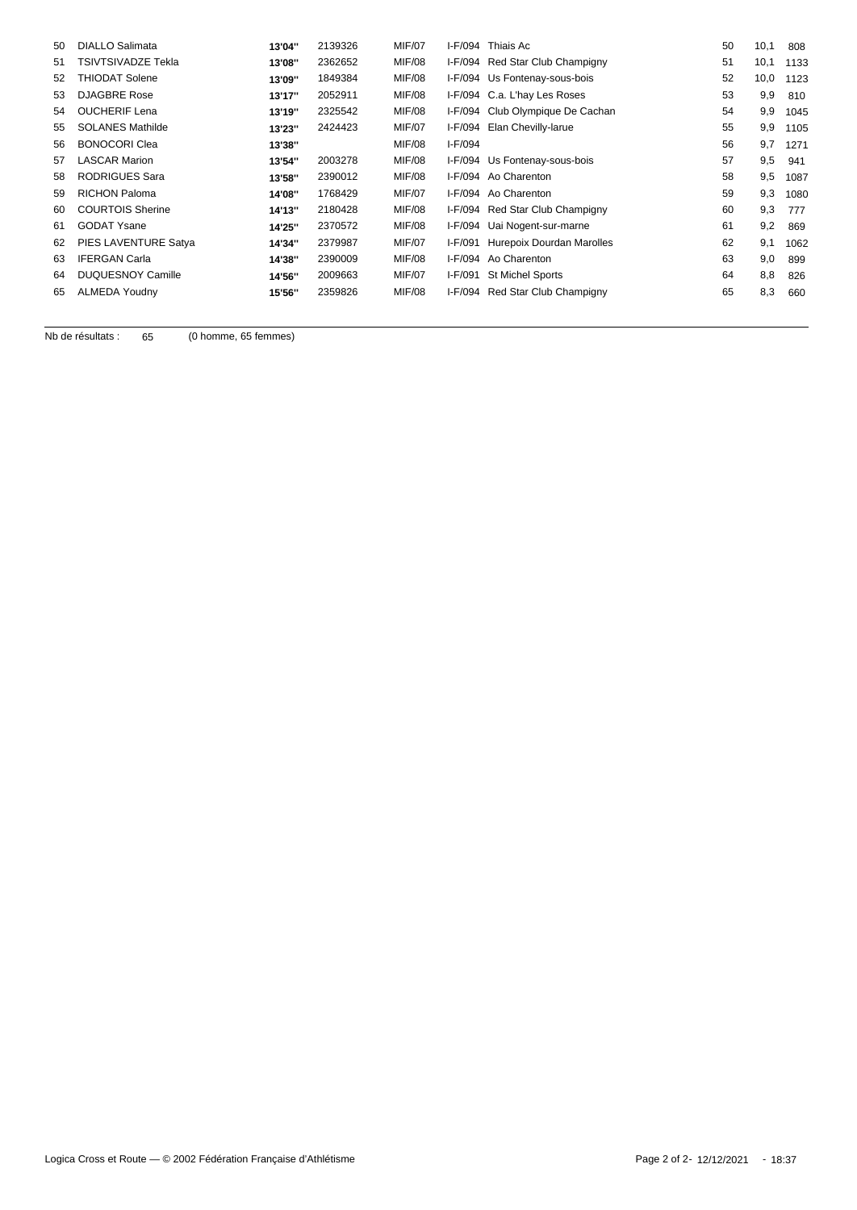| | | | | | | | | | |
|---|---|---|---|---|---|---|---|---|---|
| 50 | DIALLO Salimata | 13'04'' | 2139326 | MIF/07 | I-F/094 | Thiais Ac | 50 | 10,1 | 808 |
| 51 | TSIVTSIVADZE Tekla | 13'08'' | 2362652 | MIF/08 | I-F/094 | Red Star Club Champigny | 51 | 10,1 | 1133 |
| 52 | THIODAT Solene | 13'09'' | 1849384 | MIF/08 | I-F/094 | Us Fontenay-sous-bois | 52 | 10,0 | 1123 |
| 53 | DJAGBRE Rose | 13'17'' | 2052911 | MIF/08 | I-F/094 | C.a. L'hay Les Roses | 53 | 9,9 | 810 |
| 54 | OUCHERIF Lena | 13'19'' | 2325542 | MIF/08 | I-F/094 | Club Olympique De Cachan | 54 | 9,9 | 1045 |
| 55 | SOLANES Mathilde | 13'23'' | 2424423 | MIF/07 | I-F/094 | Elan Chevilly-larue | 55 | 9,9 | 1105 |
| 56 | BONOCORI Clea | 13'38'' | | MIF/08 | I-F/094 | | 56 | 9,7 | 1271 |
| 57 | LASCAR Marion | 13'54'' | 2003278 | MIF/08 | I-F/094 | Us Fontenay-sous-bois | 57 | 9,5 | 941 |
| 58 | RODRIGUES Sara | 13'58'' | 2390012 | MIF/08 | I-F/094 | Ao Charenton | 58 | 9,5 | 1087 |
| 59 | RICHON Paloma | 14'08'' | 1768429 | MIF/07 | I-F/094 | Ao Charenton | 59 | 9,3 | 1080 |
| 60 | COURTOIS Sherine | 14'13'' | 2180428 | MIF/08 | I-F/094 | Red Star Club Champigny | 60 | 9,3 | 777 |
| 61 | GODAT Ysane | 14'25'' | 2370572 | MIF/08 | I-F/094 | Uai Nogent-sur-marne | 61 | 9,2 | 869 |
| 62 | PIES LAVENTURE Satya | 14'34'' | 2379987 | MIF/07 | I-F/091 | Hurepoix Dourdan Marolles | 62 | 9,1 | 1062 |
| 63 | IFERGAN Carla | 14'38'' | 2390009 | MIF/08 | I-F/094 | Ao Charenton | 63 | 9,0 | 899 |
| 64 | DUQUESNOY Camille | 14'56'' | 2009663 | MIF/07 | I-F/091 | St Michel Sports | 64 | 8,8 | 826 |
| 65 | ALMEDA Youdny | 15'56'' | 2359826 | MIF/08 | I-F/094 | Red Star Club Champigny | 65 | 8,3 | 660 |

Nb de résultats : 65 (0 homme, 65 femmes)